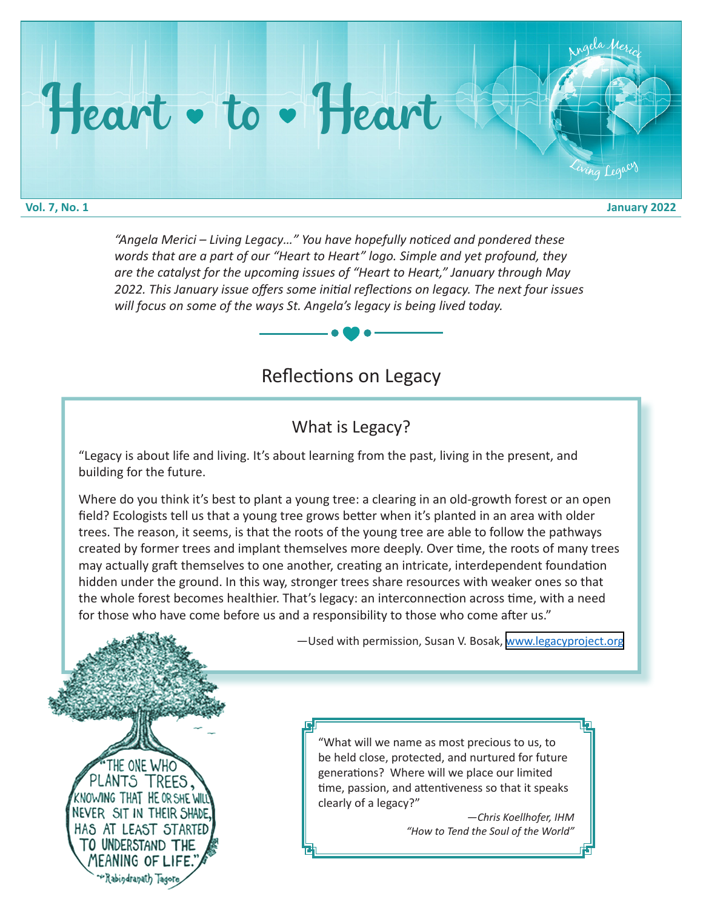# Heart • to • Heart

**Vol. 7, No. 1** **January 2022**

*"Angela Merici – Living Legacy…" You have hopefully noticed and pondered these words that are a part of our "Heart to Heart" logo. Simple and yet profound, they are the catalyst for the upcoming issues of "Heart to Heart," January through May 2022. This January issue offers some initial reflections on legacy. The next four issues will focus on some of the ways St. Angela's legacy is being lived today.*

## Reflections on Legacy

### What is Legacy?

"Legacy is about life and living. It's about learning from the past, living in the present, and building for the future.

Where do you think it's best to plant a young tree: a clearing in an old-growth forest or an open field? Ecologists tell us that a young tree grows better when it's planted in an area with older trees. The reason, it seems, is that the roots of the young tree are able to follow the pathways created by former trees and implant themselves more deeply. Over time, the roots of many trees may actually graft themselves to one another, creating an intricate, interdependent foundation hidden under the ground. In this way, stronger trees share resources with weaker ones so that the whole forest becomes healthier. That's legacy: an interconnection across time, with a need for those who have come before us and a responsibility to those who come after us."

—Used with permission, Susan V. Bosak, www.legacyproject.org

"THE ONE WHO PLANTS TREES, KNOWING THAT HE OR SHE WILL NEVER SIT IN THEIR SHADE, HAS AT LEAST STARTED TO UNDERSTAND THE MEANING OF LIFE."
~Rabindranath Tagore

"What will we name as most precious to us, to be held close, protected, and nurtured for future generations? Where will we place our limited time, passion, and attentiveness so that it speaks clearly of a legacy?"

*—Chris Koellhofer, IHM*
*"How to Tend the Soul of the World"*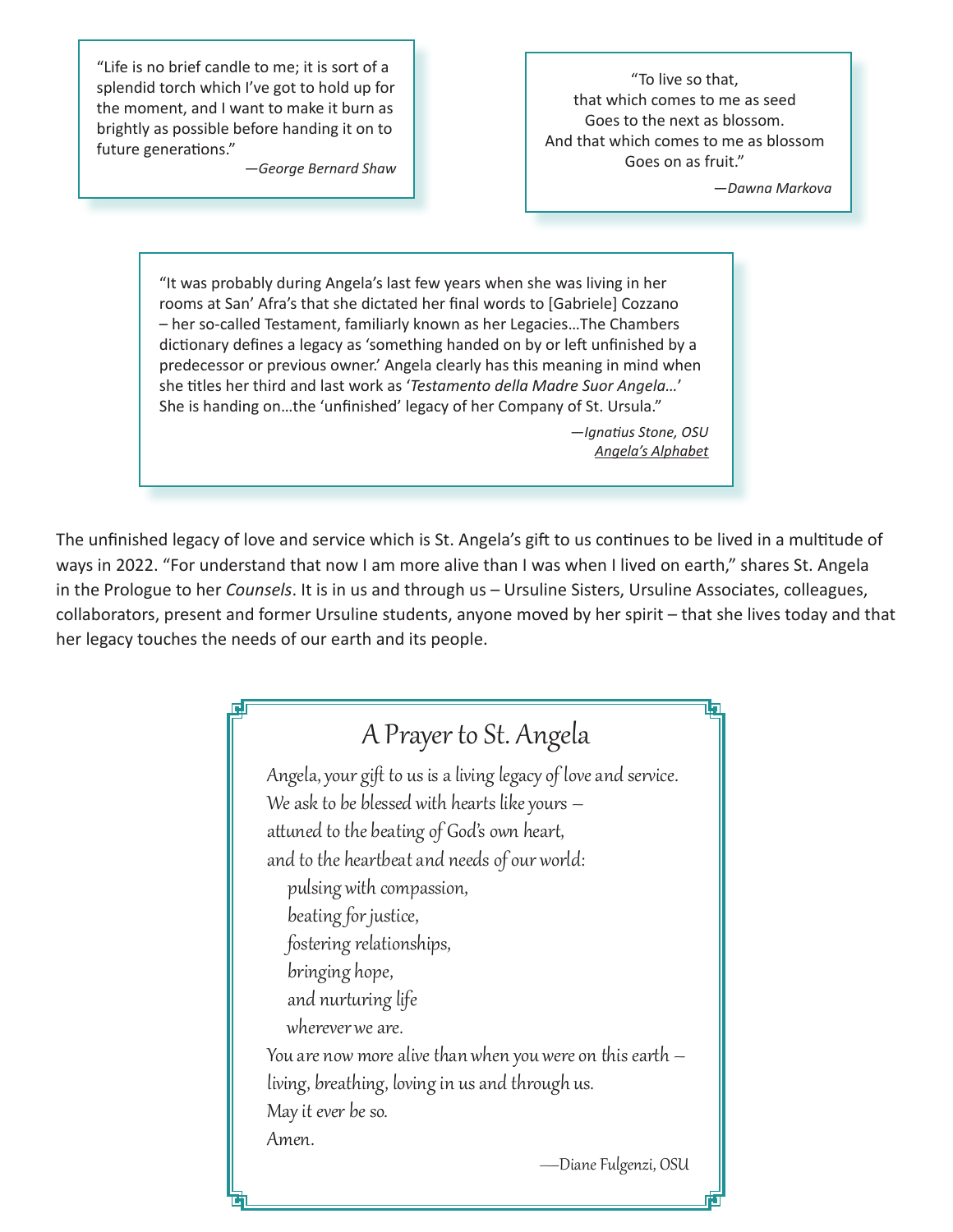> "Life is no brief candle to me; it is sort of a splendid torch which I've got to hold up for the moment, and I want to make it burn as brightly as possible before handing it on to future generations."
>
> —*George Bernard Shaw*

> "To live so that,
> that which comes to me as seed
> Goes to the next as blossom.
> And that which comes to me as blossom
> Goes on as fruit."
>
> —*Dawna Markova*

> "It was probably during Angela's last few years when she was living in her rooms at San' Afra's that she dictated her final words to [Gabriele] Cozzano – her so-called Testament, familiarly known as her Legacies…The Chambers dictionary defines a legacy as 'something handed on by or left unfinished by a predecessor or previous owner.' Angela clearly has this meaning in mind when she titles her third and last work as '*Testamento della Madre Suor Angela…*' She is handing on…the 'unfinished' legacy of her Company of St. Ursula."
>
> —*Ignatius Stone, OSU*
> *Angela's Alphabet*

The unfinished legacy of love and service which is St. Angela's gift to us continues to be lived in a multitude of ways in 2022. "For understand that now I am more alive than I was when I lived on earth," shares St. Angela in the Prologue to her *Counsels*. It is in us and through us – Ursuline Sisters, Ursuline Associates, colleagues, collaborators, present and former Ursuline students, anyone moved by her spirit – that she lives today and that her legacy touches the needs of our earth and its people.

## A Prayer to St. Angela

Angela, your gift to us is a living legacy of love and service.
We ask to be blessed with hearts like yours –
attuned to the beating of God's own heart,
and to the heartbeat and needs of our world:
pulsing with compassion,
beating for justice,
fostering relationships,
bringing hope,
and nurturing life
wherever we are.
You are now more alive than when you were on this earth –
living, breathing, loving in us and through us.
May it ever be so.
Amen.

—Diane Fulgenzi, OSU